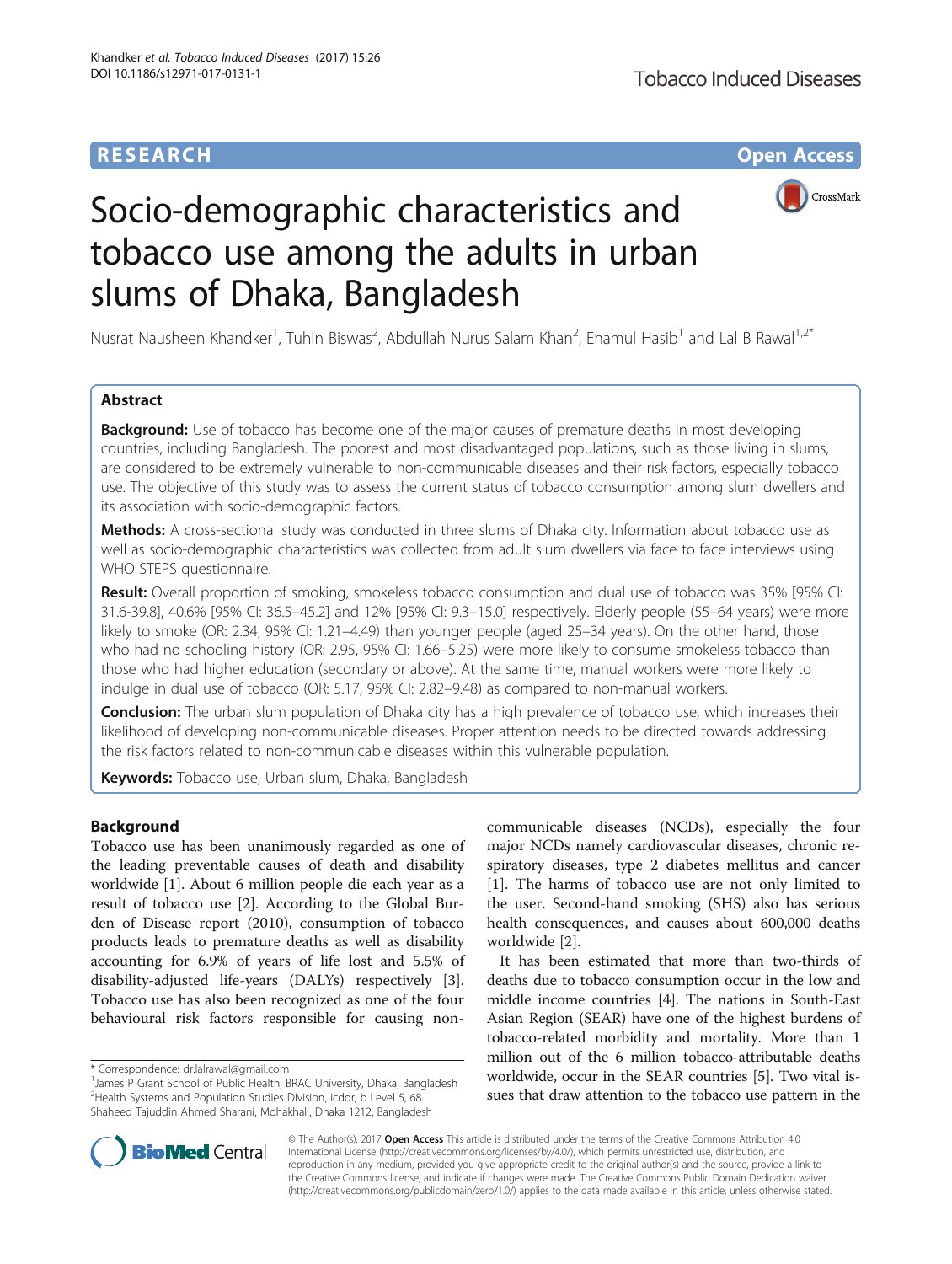**RESEARCH** **Open Access**

# Socio-demographic characteristics and tobacco use among the adults in urban slums of Dhaka, Bangladesh

Nusrat Nausheen Khandker[1], Tuhin Biswas[2], Abdullah Nurus Salam Khan[2], Enamul Hasib[1] and Lal B Rawal[1,2*]

## Abstract

**Background:** Use of tobacco has become one of the major causes of premature deaths in most developing countries, including Bangladesh. The poorest and most disadvantaged populations, such as those living in slums, are considered to be extremely vulnerable to non-communicable diseases and their risk factors, especially tobacco use. The objective of this study was to assess the current status of tobacco consumption among slum dwellers and its association with socio-demographic factors.

**Methods:** A cross-sectional study was conducted in three slums of Dhaka city. Information about tobacco use as well as socio-demographic characteristics was collected from adult slum dwellers via face to face interviews using WHO STEPS questionnaire.

**Result:** Overall proportion of smoking, smokeless tobacco consumption and dual use of tobacco was 35% [95% CI: 31.6-39.8], 40.6% [95% CI: 36.5–45.2] and 12% [95% CI: 9.3–15.0] respectively. Elderly people (55–64 years) were more likely to smoke (OR: 2.34, 95% CI: 1.21–4.49) than younger people (aged 25–34 years). On the other hand, those who had no schooling history (OR: 2.95, 95% CI: 1.66–5.25) were more likely to consume smokeless tobacco than those who had higher education (secondary or above). At the same time, manual workers were more likely to indulge in dual use of tobacco (OR: 5.17, 95% CI: 2.82–9.48) as compared to non-manual workers.

**Conclusion:** The urban slum population of Dhaka city has a high prevalence of tobacco use, which increases their likelihood of developing non-communicable diseases. Proper attention needs to be directed towards addressing the risk factors related to non-communicable diseases within this vulnerable population.

**Keywords:** Tobacco use, Urban slum, Dhaka, Bangladesh

## Background

Tobacco use has been unanimously regarded as one of the leading preventable causes of death and disability worldwide [1]. About 6 million people die each year as a result of tobacco use [2]. According to the Global Burden of Disease report (2010), consumption of tobacco products leads to premature deaths as well as disability accounting for 6.9% of years of life lost and 5.5% of disability-adjusted life-years (DALYs) respectively [3]. Tobacco use has also been recognized as one of the four behavioural risk factors responsible for causing non-communicable diseases (NCDs), especially the four major NCDs namely cardiovascular diseases, chronic respiratory diseases, type 2 diabetes mellitus and cancer [1]. The harms of tobacco use are not only limited to the user. Second-hand smoking (SHS) also has serious health consequences, and causes about 600,000 deaths worldwide [2].

It has been estimated that more than two-thirds of deaths due to tobacco consumption occur in the low and middle income countries [4]. The nations in South-East Asian Region (SEAR) have one of the highest burdens of tobacco-related morbidity and mortality. More than 1 million out of the 6 million tobacco-attributable deaths worldwide, occur in the SEAR countries [5]. Two vital issues that draw attention to the tobacco use pattern in the

\* Correspondence: dr.lalrawal@gmail.com
[1] James P Grant School of Public Health, BRAC University, Dhaka, Bangladesh
[2] Health Systems and Population Studies Division, icddr, b Level 5, 68 Shaheed Tajuddin Ahmed Sharani, Mohakhali, Dhaka 1212, Bangladesh

© The Author(s). 2017 **Open Access** This article is distributed under the terms of the Creative Commons Attribution 4.0 International License (http://creativecommons.org/licenses/by/4.0/), which permits unrestricted use, distribution, and reproduction in any medium, provided you give appropriate credit to the original author(s) and the source, provide a link to the Creative Commons license, and indicate if changes were made. The Creative Commons Public Domain Dedication waiver (http://creativecommons.org/publicdomain/zero/1.0/) applies to the data made available in this article, unless otherwise stated.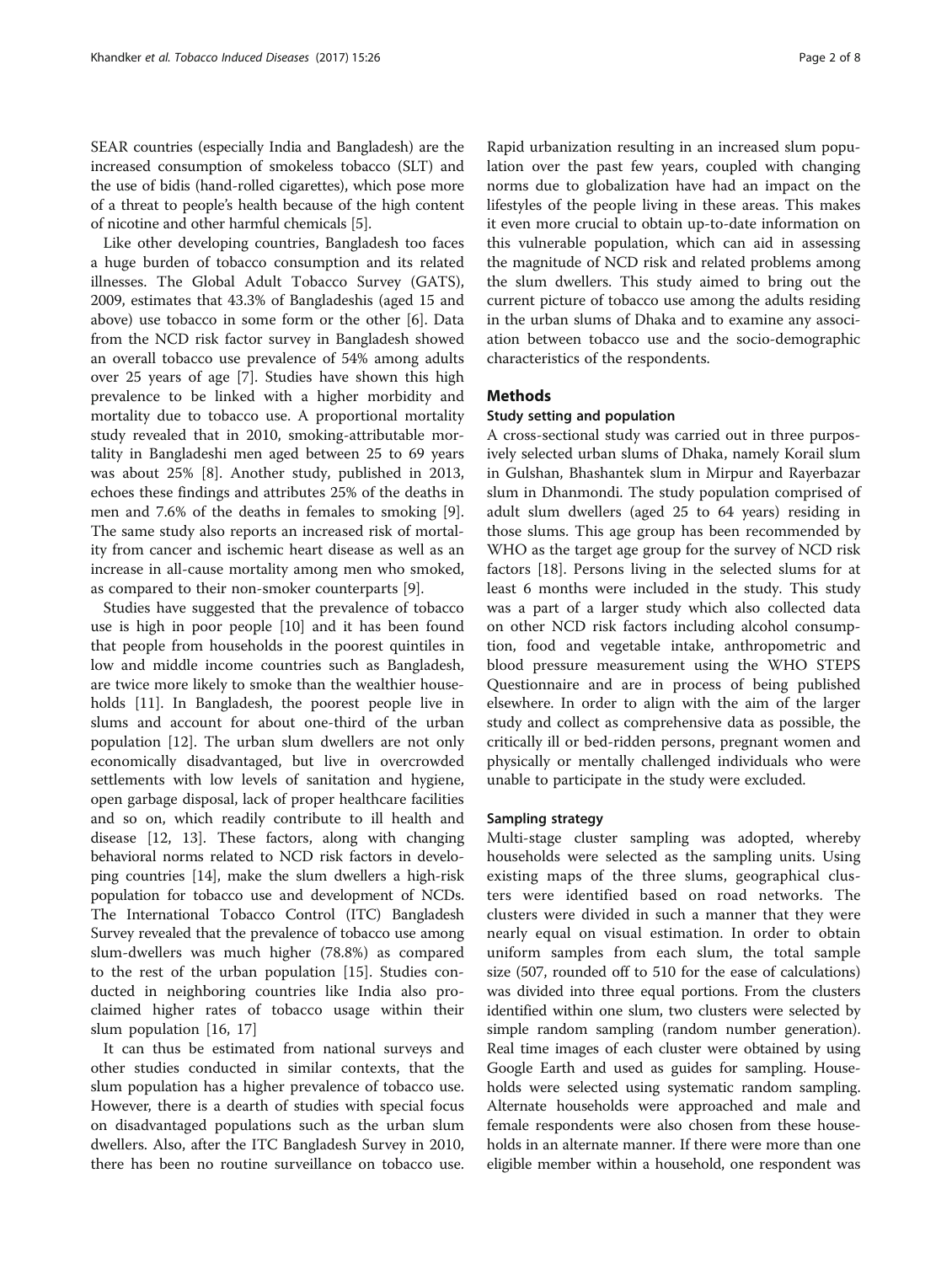SEAR countries (especially India and Bangladesh) are the increased consumption of smokeless tobacco (SLT) and the use of bidis (hand-rolled cigarettes), which pose more of a threat to people's health because of the high content of nicotine and other harmful chemicals [5].

Like other developing countries, Bangladesh too faces a huge burden of tobacco consumption and its related illnesses. The Global Adult Tobacco Survey (GATS), 2009, estimates that 43.3% of Bangladeshis (aged 15 and above) use tobacco in some form or the other [6]. Data from the NCD risk factor survey in Bangladesh showed an overall tobacco use prevalence of 54% among adults over 25 years of age [7]. Studies have shown this high prevalence to be linked with a higher morbidity and mortality due to tobacco use. A proportional mortality study revealed that in 2010, smoking-attributable mortality in Bangladeshi men aged between 25 to 69 years was about 25% [8]. Another study, published in 2013, echoes these findings and attributes 25% of the deaths in men and 7.6% of the deaths in females to smoking [9]. The same study also reports an increased risk of mortality from cancer and ischemic heart disease as well as an increase in all-cause mortality among men who smoked, as compared to their non-smoker counterparts [9].

Studies have suggested that the prevalence of tobacco use is high in poor people [10] and it has been found that people from households in the poorest quintiles in low and middle income countries such as Bangladesh, are twice more likely to smoke than the wealthier households [11]. In Bangladesh, the poorest people live in slums and account for about one-third of the urban population [12]. The urban slum dwellers are not only economically disadvantaged, but live in overcrowded settlements with low levels of sanitation and hygiene, open garbage disposal, lack of proper healthcare facilities and so on, which readily contribute to ill health and disease [12, 13]. These factors, along with changing behavioral norms related to NCD risk factors in developing countries [14], make the slum dwellers a high-risk population for tobacco use and development of NCDs. The International Tobacco Control (ITC) Bangladesh Survey revealed that the prevalence of tobacco use among slum-dwellers was much higher (78.8%) as compared to the rest of the urban population [15]. Studies conducted in neighboring countries like India also proclaimed higher rates of tobacco usage within their slum population [16, 17]

It can thus be estimated from national surveys and other studies conducted in similar contexts, that the slum population has a higher prevalence of tobacco use. However, there is a dearth of studies with special focus on disadvantaged populations such as the urban slum dwellers. Also, after the ITC Bangladesh Survey in 2010, there has been no routine surveillance on tobacco use. Rapid urbanization resulting in an increased slum population over the past few years, coupled with changing norms due to globalization have had an impact on the lifestyles of the people living in these areas. This makes it even more crucial to obtain up-to-date information on this vulnerable population, which can aid in assessing the magnitude of NCD risk and related problems among the slum dwellers. This study aimed to bring out the current picture of tobacco use among the adults residing in the urban slums of Dhaka and to examine any association between tobacco use and the socio-demographic characteristics of the respondents.

## Methods

### Study setting and population

A cross-sectional study was carried out in three purposively selected urban slums of Dhaka, namely Korail slum in Gulshan, Bhashantek slum in Mirpur and Rayerbazar slum in Dhanmondi. The study population comprised of adult slum dwellers (aged 25 to 64 years) residing in those slums. This age group has been recommended by WHO as the target age group for the survey of NCD risk factors [18]. Persons living in the selected slums for at least 6 months were included in the study. This study was a part of a larger study which also collected data on other NCD risk factors including alcohol consumption, food and vegetable intake, anthropometric and blood pressure measurement using the WHO STEPS Questionnaire and are in process of being published elsewhere. In order to align with the aim of the larger study and collect as comprehensive data as possible, the critically ill or bed-ridden persons, pregnant women and physically or mentally challenged individuals who were unable to participate in the study were excluded.

### Sampling strategy

Multi-stage cluster sampling was adopted, whereby households were selected as the sampling units. Using existing maps of the three slums, geographical clusters were identified based on road networks. The clusters were divided in such a manner that they were nearly equal on visual estimation. In order to obtain uniform samples from each slum, the total sample size (507, rounded off to 510 for the ease of calculations) was divided into three equal portions. From the clusters identified within one slum, two clusters were selected by simple random sampling (random number generation). Real time images of each cluster were obtained by using Google Earth and used as guides for sampling. Households were selected using systematic random sampling. Alternate households were approached and male and female respondents were also chosen from these households in an alternate manner. If there were more than one eligible member within a household, one respondent was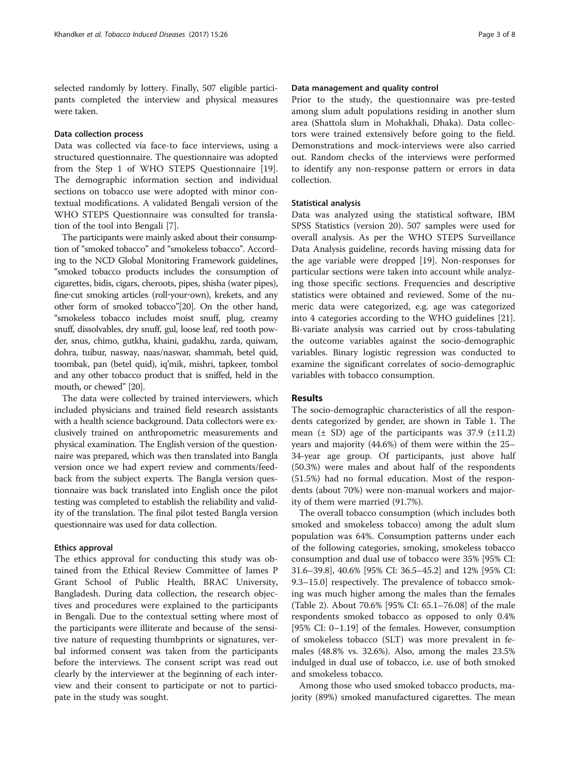selected randomly by lottery. Finally, 507 eligible participants completed the interview and physical measures were taken.

#### Data collection process

Data was collected via face-to face interviews, using a structured questionnaire. The questionnaire was adopted from the Step 1 of WHO STEPS Questionnaire [19]. The demographic information section and individual sections on tobacco use were adopted with minor contextual modifications. A validated Bengali version of the WHO STEPS Questionnaire was consulted for translation of the tool into Bengali [7].

The participants were mainly asked about their consumption of "smoked tobacco" and "smokeless tobacco". According to the NCD Global Monitoring Framework guidelines, "smoked tobacco products includes the consumption of cigarettes, bidis, cigars, cheroots, pipes, shisha (water pipes), fine-cut smoking articles (roll-your-own), krekets, and any other form of smoked tobacco"[20]. On the other hand, "smokeless tobacco includes moist snuff, plug, creamy snuff, dissolvables, dry snuff, gul, loose leaf, red tooth powder, snus, chimo, gutkha, khaini, gudakhu, zarda, quiwam, dohra, tuibur, nasway, naas/naswar, shammah, betel quid, toombak, pan (betel quid), iq'mik, mishri, tapkeer, tombol and any other tobacco product that is sniffed, held in the mouth, or chewed" [20].

The data were collected by trained interviewers, which included physicians and trained field research assistants with a health science background. Data collectors were exclusively trained on anthropometric measurements and physical examination. The English version of the questionnaire was prepared, which was then translated into Bangla version once we had expert review and comments/feedback from the subject experts. The Bangla version questionnaire was back translated into English once the pilot testing was completed to establish the reliability and validity of the translation. The final pilot tested Bangla version questionnaire was used for data collection.

#### Ethics approval

The ethics approval for conducting this study was obtained from the Ethical Review Committee of James P Grant School of Public Health, BRAC University, Bangladesh. During data collection, the research objectives and procedures were explained to the participants in Bengali. Due to the contextual setting where most of the participants were illiterate and because of the sensitive nature of requesting thumbprints or signatures, verbal informed consent was taken from the participants before the interviews. The consent script was read out clearly by the interviewer at the beginning of each interview and their consent to participate or not to participate in the study was sought.

#### Data management and quality control

Prior to the study, the questionnaire was pre-tested among slum adult populations residing in another slum area (Shattola slum in Mohakhali, Dhaka). Data collectors were trained extensively before going to the field. Demonstrations and mock-interviews were also carried out. Random checks of the interviews were performed to identify any non-response pattern or errors in data collection.

#### Statistical analysis

Data was analyzed using the statistical software, IBM SPSS Statistics (version 20). 507 samples were used for overall analysis. As per the WHO STEPS Surveillance Data Analysis guideline, records having missing data for the age variable were dropped [19]. Non-responses for particular sections were taken into account while analyzing those specific sections. Frequencies and descriptive statistics were obtained and reviewed. Some of the numeric data were categorized, e.g. age was categorized into 4 categories according to the WHO guidelines [21]. Bi-variate analysis was carried out by cross-tabulating the outcome variables against the socio-demographic variables. Binary logistic regression was conducted to examine the significant correlates of socio-demographic variables with tobacco consumption.

## Results

The socio-demographic characteristics of all the respondents categorized by gender, are shown in Table 1. The mean (± SD) age of the participants was 37.9 (±11.2) years and majority (44.6%) of them were within the 25–34-year age group. Of participants, just above half (50.3%) were males and about half of the respondents (51.5%) had no formal education. Most of the respondents (about 70%) were non-manual workers and majority of them were married (91.7%).

The overall tobacco consumption (which includes both smoked and smokeless tobacco) among the adult slum population was 64%. Consumption patterns under each of the following categories, smoking, smokeless tobacco consumption and dual use of tobacco were 35% [95% CI: 31.6–39.8], 40.6% [95% CI: 36.5–45.2] and 12% [95% CI: 9.3–15.0] respectively. The prevalence of tobacco smoking was much higher among the males than the females (Table 2). About 70.6% [95% CI: 65.1–76.08] of the male respondents smoked tobacco as opposed to only 0.4% [95% CI: 0–1.19] of the females. However, consumption of smokeless tobacco (SLT) was more prevalent in females (48.8% vs. 32.6%). Also, among the males 23.5% indulged in dual use of tobacco, i.e. use of both smoked and smokeless tobacco.

Among those who used smoked tobacco products, majority (89%) smoked manufactured cigarettes. The mean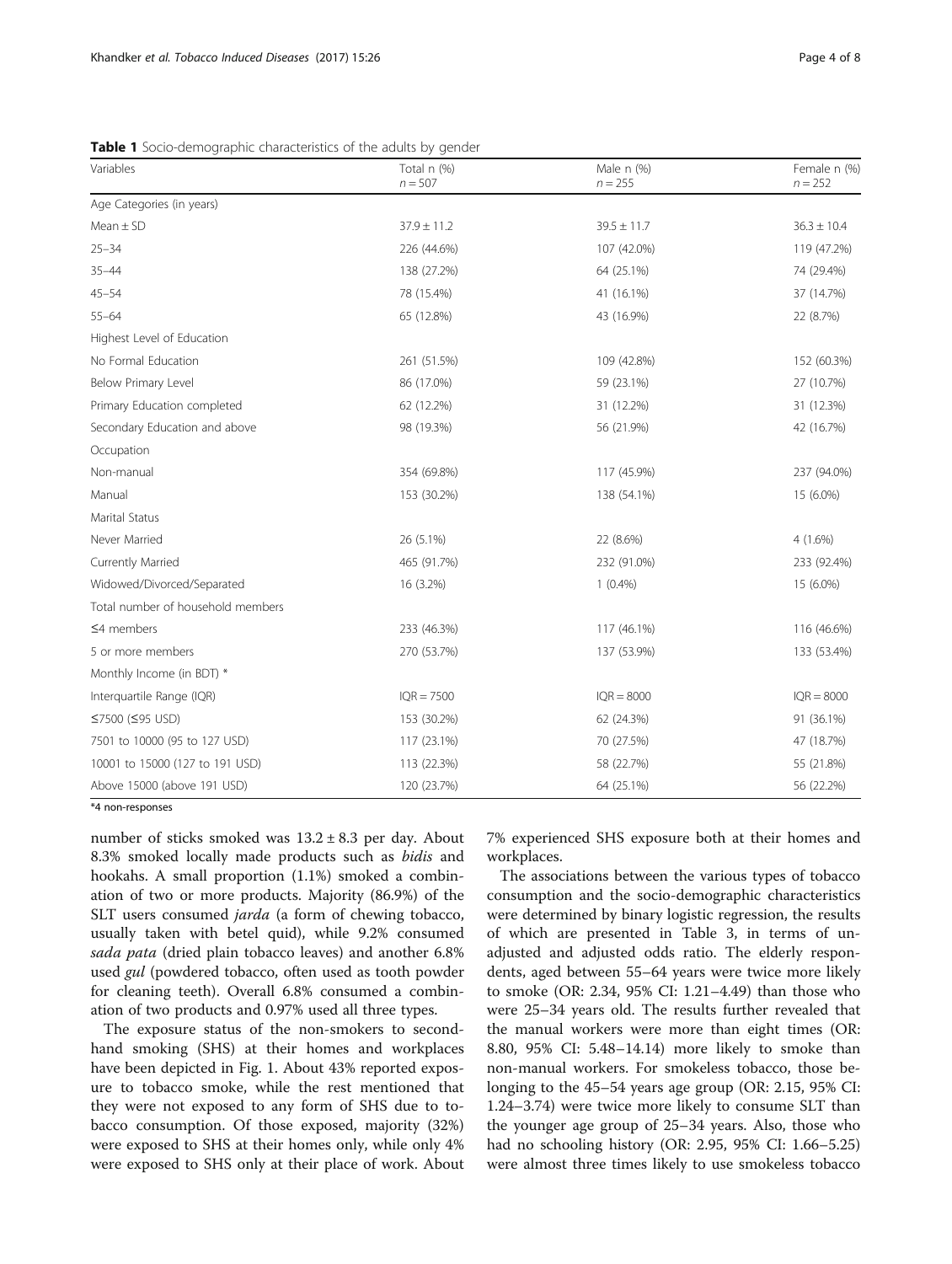**Table 1** Socio-demographic characteristics of the adults by gender

| Variables | Total n (%) $n = 507$ | Male n (%) $n = 255$ | Female n (%) $n = 252$ |
|---|---|---|---|
| Age Categories (in years) | | | |
| Mean ± SD | 37.9 ± 11.2 | 39.5 ± 11.7 | 36.3 ± 10.4 |
| 25–34 | 226 (44.6%) | 107 (42.0%) | 119 (47.2%) |
| 35–44 | 138 (27.2%) | 64 (25.1%) | 74 (29.4%) |
| 45–54 | 78 (15.4%) | 41 (16.1%) | 37 (14.7%) |
| 55–64 | 65 (12.8%) | 43 (16.9%) | 22 (8.7%) |
| Highest Level of Education | | | |
| No Formal Education | 261 (51.5%) | 109 (42.8%) | 152 (60.3%) |
| Below Primary Level | 86 (17.0%) | 59 (23.1%) | 27 (10.7%) |
| Primary Education completed | 62 (12.2%) | 31 (12.2%) | 31 (12.3%) |
| Secondary Education and above | 98 (19.3%) | 56 (21.9%) | 42 (16.7%) |
| Occupation | | | |
| Non-manual | 354 (69.8%) | 117 (45.9%) | 237 (94.0%) |
| Manual | 153 (30.2%) | 138 (54.1%) | 15 (6.0%) |
| Marital Status | | | |
| Never Married | 26 (5.1%) | 22 (8.6%) | 4 (1.6%) |
| Currently Married | 465 (91.7%) | 232 (91.0%) | 233 (92.4%) |
| Widowed/Divorced/Separated | 16 (3.2%) | 1 (0.4%) | 15 (6.0%) |
| Total number of household members | | | |
| ≤4 members | 233 (46.3%) | 117 (46.1%) | 116 (46.6%) |
| 5 or more members | 270 (53.7%) | 137 (53.9%) | 133 (53.4%) |
| Monthly Income (in BDT) * | | | |
| Interquartile Range (IQR) | IQR = 7500 | IQR = 8000 | IQR = 8000 |
| ≤7500 (≤95 USD) | 153 (30.2%) | 62 (24.3%) | 91 (36.1%) |
| 7501 to 10000 (95 to 127 USD) | 117 (23.1%) | 70 (27.5%) | 47 (18.7%) |
| 10001 to 15000 (127 to 191 USD) | 113 (22.3%) | 58 (22.7%) | 55 (21.8%) |
| Above 15000 (above 191 USD) | 120 (23.7%) | 64 (25.1%) | 56 (22.2%) |

*4 non-responses

number of sticks smoked was 13.2 ± 8.3 per day. About 8.3% smoked locally made products such as *bidis* and hookahs. A small proportion (1.1%) smoked a combination of two or more products. Majority (86.9%) of the SLT users consumed *jarda* (a form of chewing tobacco, usually taken with betel quid), while 9.2% consumed *sada pata* (dried plain tobacco leaves) and another 6.8% used *gul* (powdered tobacco, often used as tooth powder for cleaning teeth). Overall 6.8% consumed a combination of two products and 0.97% used all three types.

The exposure status of the non-smokers to second-hand smoking (SHS) at their homes and workplaces have been depicted in Fig. 1. About 43% reported exposure to tobacco smoke, while the rest mentioned that they were not exposed to any form of SHS due to tobacco consumption. Of those exposed, majority (32%) were exposed to SHS at their homes only, while only 4% were exposed to SHS only at their place of work. About 7% experienced SHS exposure both at their homes and workplaces.

The associations between the various types of tobacco consumption and the socio-demographic characteristics were determined by binary logistic regression, the results of which are presented in Table 3, in terms of unadjusted and adjusted odds ratio. The elderly respondents, aged between 55–64 years were twice more likely to smoke (OR: 2.34, 95% CI: 1.21–4.49) than those who were 25–34 years old. The results further revealed that the manual workers were more than eight times (OR: 8.80, 95% CI: 5.48–14.14) more likely to smoke than non-manual workers. For smokeless tobacco, those belonging to the 45–54 years age group (OR: 2.15, 95% CI: 1.24–3.74) were twice more likely to consume SLT than the younger age group of 25–34 years. Also, those who had no schooling history (OR: 2.95, 95% CI: 1.66–5.25) were almost three times likely to use smokeless tobacco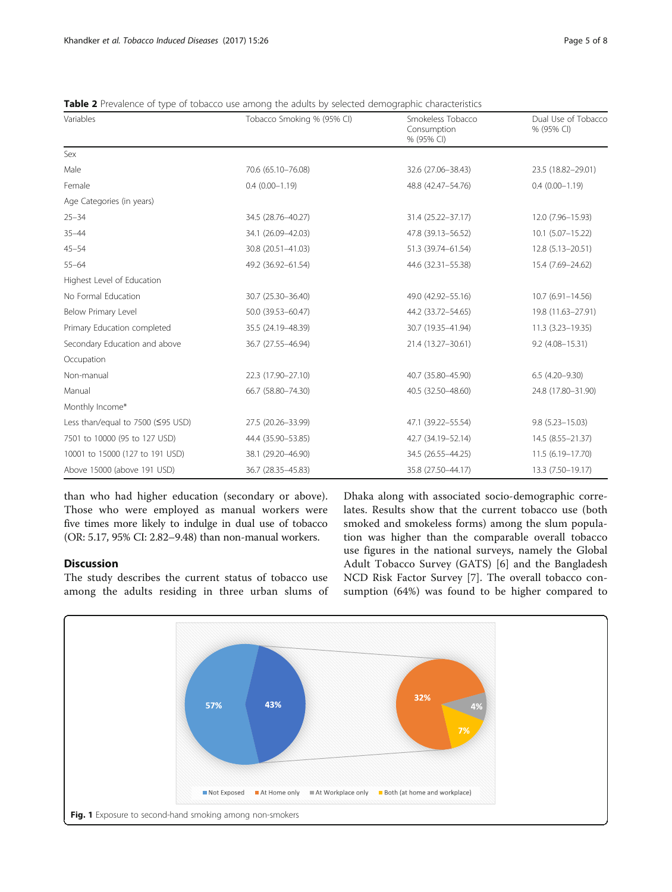**Table 2** Prevalence of type of tobacco use among the adults by selected demographic characteristics

| Variables | Tobacco Smoking % (95% CI) | Smokeless Tobacco Consumption % (95% CI) | Dual Use of Tobacco % (95% CI) |
|---|---|---|---|
| Sex | | | |
| Male | 70.6 (65.10–76.08) | 32.6 (27.06–38.43) | 23.5 (18.82–29.01) |
| Female | 0.4 (0.00–1.19) | 48.8 (42.47–54.76) | 0.4 (0.00–1.19) |
| Age Categories (in years) | | | |
| 25–34 | 34.5 (28.76–40.27) | 31.4 (25.22–37.17) | 12.0 (7.96–15.93) |
| 35–44 | 34.1 (26.09–42.03) | 47.8 (39.13–56.52) | 10.1 (5.07–15.22) |
| 45–54 | 30.8 (20.51–41.03) | 51.3 (39.74–61.54) | 12.8 (5.13–20.51) |
| 55–64 | 49.2 (36.92–61.54) | 44.6 (32.31–55.38) | 15.4 (7.69–24.62) |
| Highest Level of Education | | | |
| No Formal Education | 30.7 (25.30–36.40) | 49.0 (42.92–55.16) | 10.7 (6.91–14.56) |
| Below Primary Level | 50.0 (39.53–60.47) | 44.2 (33.72–54.65) | 19.8 (11.63–27.91) |
| Primary Education completed | 35.5 (24.19–48.39) | 30.7 (19.35–41.94) | 11.3 (3.23–19.35) |
| Secondary Education and above | 36.7 (27.55–46.94) | 21.4 (13.27–30.61) | 9.2 (4.08–15.31) |
| Occupation | | | |
| Non-manual | 22.3 (17.90–27.10) | 40.7 (35.80–45.90) | 6.5 (4.20–9.30) |
| Manual | 66.7 (58.80–74.30) | 40.5 (32.50–48.60) | 24.8 (17.80–31.90) |
| Monthly Income* | | | |
| Less than/equal to 7500 (≤95 USD) | 27.5 (20.26–33.99) | 47.1 (39.22–55.54) | 9.8 (5.23–15.03) |
| 7501 to 10000 (95 to 127 USD) | 44.4 (35.90–53.85) | 42.7 (34.19–52.14) | 14.5 (8.55–21.37) |
| 10001 to 15000 (127 to 191 USD) | 38.1 (29.20–46.90) | 34.5 (26.55–44.25) | 11.5 (6.19–17.70) |
| Above 15000 (above 191 USD) | 36.7 (28.35–45.83) | 35.8 (27.50–44.17) | 13.3 (7.50–19.17) |

than who had higher education (secondary or above). Those who were employed as manual workers were five times more likely to indulge in dual use of tobacco (OR: 5.17, 95% CI: 2.82–9.48) than non-manual workers.

## Discussion

The study describes the current status of tobacco use among the adults residing in three urban slums of Dhaka along with associated socio-demographic correlates. Results show that the current tobacco use (both smoked and smokeless forms) among the slum population was higher than the comparable overall tobacco use figures in the national surveys, namely the Global Adult Tobacco Survey (GATS) [6] and the Bangladesh NCD Risk Factor Survey [7]. The overall tobacco consumption (64%) was found to be higher compared to

**Fig. 1** Exposure to second-hand smoking among non-smokers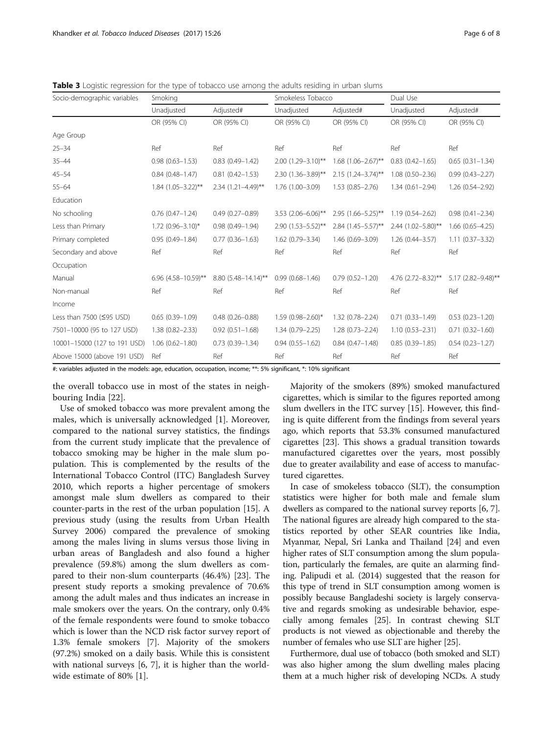**Table 3** Logistic regression for the type of tobacco use among the adults residing in urban slums

| Socio-demographic variables | Smoking | | Smokeless Tobacco | | Dual Use | |
|---|---|---|---|---|---|---|
| | Unadjusted | Adjusted# | Unadjusted | Adjusted# | Unadjusted | Adjusted# |
| | OR (95% CI) | OR (95% CI) | OR (95% CI) | OR (95% CI) | OR (95% CI) | OR (95% CI) |
| Age Group | | | | | | |
| 25–34 | Ref | Ref | Ref | Ref | Ref | Ref |
| 35–44 | 0.98 (0.63–1.53) | 0.83 (0.49–1.42) | 2.00 (1.29–3.10)** | 1.68 (1.06–2.67)** | 0.83 (0.42–1.65) | 0.65 (0.31–1.34) |
| 45–54 | 0.84 (0.48–1.47) | 0.81 (0.42–1.53) | 2.30 (1.36–3.89)** | 2.15 (1.24–3.74)** | 1.08 (0.50–2.36) | 0.99 (0.43–2.27) |
| 55–64 | 1.84 (1.05–3.22)** | 2.34 (1.21–4.49)** | 1.76 (1.00–3.09) | 1.53 (0.85–2.76) | 1.34 (0.61–2.94) | 1.26 (0.54–2.92) |
| Education | | | | | | |
| No schooling | 0.76 (0.47–1.24) | 0.49 (0.27–0.89) | 3.53 (2.06–6.06)** | 2.95 (1.66–5.25)** | 1.19 (0.54–2.62) | 0.98 (0.41–2.34) |
| Less than Primary | 1.72 (0.96–3.10)* | 0.98 (0.49–1.94) | 2.90 (1.53–5.52)** | 2.84 (1.45–5.57)** | 2.44 (1.02–5.80)** | 1.66 (0.65–4.25) |
| Primary completed | 0.95 (0.49–1.84) | 0.77 (0.36–1.63) | 1.62 (0.79–3.34) | 1.46 (0.69–3.09) | 1.26 (0.44–3.57) | 1.11 (0.37–3.32) |
| Secondary and above | Ref | Ref | Ref | Ref | Ref | Ref |
| Occupation | | | | | | |
| Manual | 6.96 (4.58–10.59)** | 8.80 (5.48–14.14)** | 0.99 (0.68–1.46) | 0.79 (0.52–1.20) | 4.76 (2.72–8.32)** | 5.17 (2.82–9.48)** |
| Non-manual | Ref | Ref | Ref | Ref | Ref | Ref |
| Income | | | | | | |
| Less than 7500 (≤95 USD) | 0.65 (0.39–1.09) | 0.48 (0.26–0.88) | 1.59 (0.98–2.60)* | 1.32 (0.78–2.24) | 0.71 (0.33–1.49) | 0.53 (0.23–1.20) |
| 7501–10000 (95 to 127 USD) | 1.38 (0.82–2.33) | 0.92 (0.51–1.68) | 1.34 (0.79–2.25) | 1.28 (0.73–2.24) | 1.10 (0.53–2.31) | 0.71 (0.32–1.60) |
| 10001–15000 (127 to 191 USD) | 1.06 (0.62–1.80) | 0.73 (0.39–1.34) | 0.94 (0.55–1.62) | 0.84 (0.47–1.48) | 0.85 (0.39–1.85) | 0.54 (0.23–1.27) |
| Above 15000 (above 191 USD) | Ref | Ref | Ref | Ref | Ref | Ref |

#: variables adjusted in the models: age, education, occupation, income; **: 5% significant, *: 10% significant

the overall tobacco use in most of the states in neighbouring India [22].

Use of smoked tobacco was more prevalent among the males, which is universally acknowledged [1]. Moreover, compared to the national survey statistics, the findings from the current study implicate that the prevalence of tobacco smoking may be higher in the male slum population. This is complemented by the results of the International Tobacco Control (ITC) Bangladesh Survey 2010, which reports a higher percentage of smokers amongst male slum dwellers as compared to their counter-parts in the rest of the urban population [15]. A previous study (using the results from Urban Health Survey 2006) compared the prevalence of smoking among the males living in slums versus those living in urban areas of Bangladesh and also found a higher prevalence (59.8%) among the slum dwellers as compared to their non-slum counterparts (46.4%) [23]. The present study reports a smoking prevalence of 70.6% among the adult males and thus indicates an increase in male smokers over the years. On the contrary, only 0.4% of the female respondents were found to smoke tobacco which is lower than the NCD risk factor survey report of 1.3% female smokers [7]. Majority of the smokers (97.2%) smoked on a daily basis. While this is consistent with national surveys [6, 7], it is higher than the worldwide estimate of 80% [1].

Majority of the smokers (89%) smoked manufactured cigarettes, which is similar to the figures reported among slum dwellers in the ITC survey [15]. However, this finding is quite different from the findings from several years ago, which reports that 53.3% consumed manufactured cigarettes [23]. This shows a gradual transition towards manufactured cigarettes over the years, most possibly due to greater availability and ease of access to manufactured cigarettes.

In case of smokeless tobacco (SLT), the consumption statistics were higher for both male and female slum dwellers as compared to the national survey reports [6, 7]. The national figures are already high compared to the statistics reported by other SEAR countries like India, Myanmar, Nepal, Sri Lanka and Thailand [24] and even higher rates of SLT consumption among the slum population, particularly the females, are quite an alarming finding. Palipudi et al. (2014) suggested that the reason for this type of trend in SLT consumption among women is possibly because Bangladeshi society is largely conservative and regards smoking as undesirable behavior, especially among females [25]. In contrast chewing SLT products is not viewed as objectionable and thereby the number of females who use SLT are higher [25].

Furthermore, dual use of tobacco (both smoked and SLT) was also higher among the slum dwelling males placing them at a much higher risk of developing NCDs. A study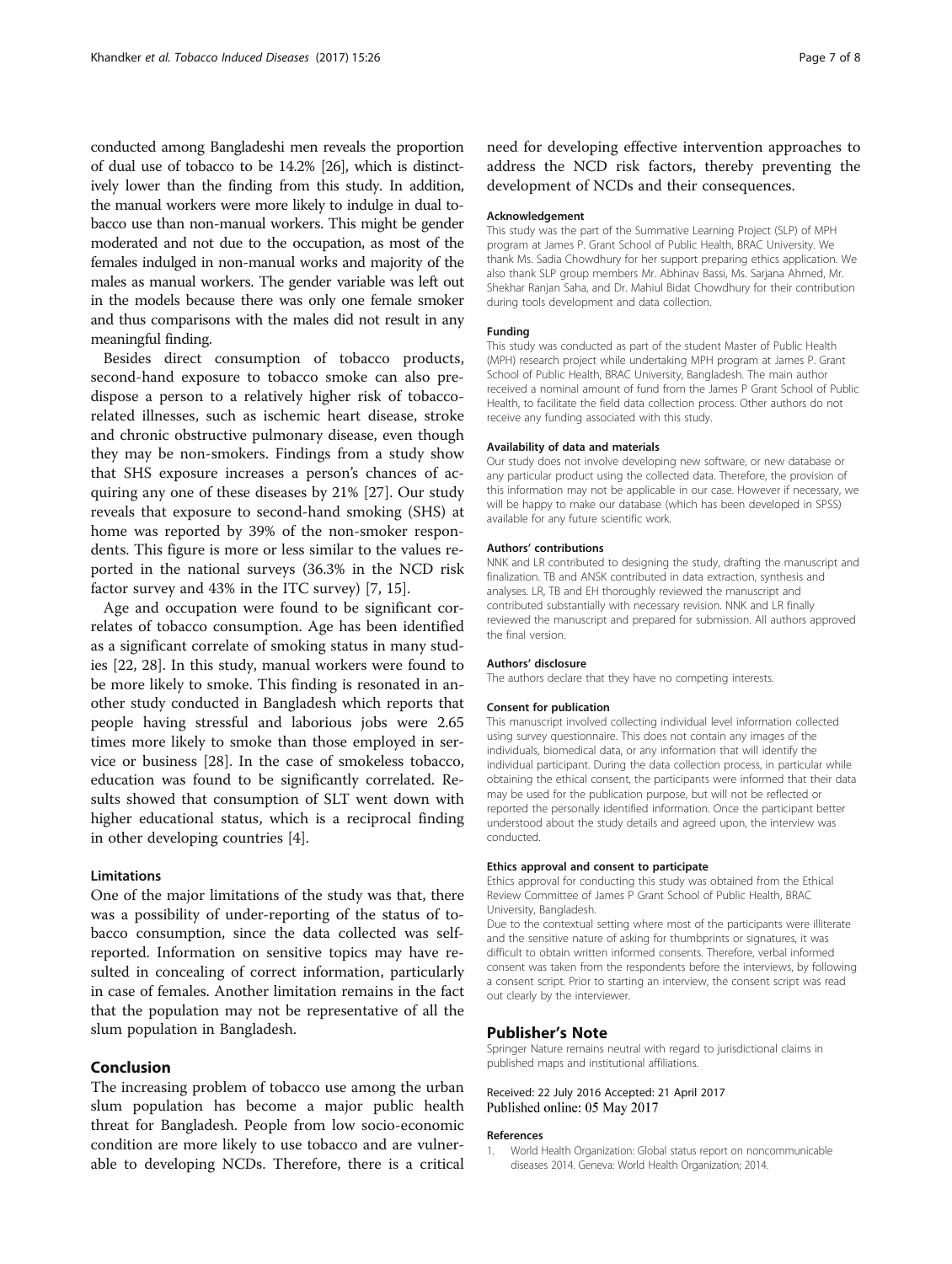conducted among Bangladeshi men reveals the proportion of dual use of tobacco to be 14.2% [26], which is distinctively lower than the finding from this study. In addition, the manual workers were more likely to indulge in dual tobacco use than non-manual workers. This might be gender moderated and not due to the occupation, as most of the females indulged in non-manual works and majority of the males as manual workers. The gender variable was left out in the models because there was only one female smoker and thus comparisons with the males did not result in any meaningful finding.

Besides direct consumption of tobacco products, second-hand exposure to tobacco smoke can also predispose a person to a relatively higher risk of tobacco-related illnesses, such as ischemic heart disease, stroke and chronic obstructive pulmonary disease, even though they may be non-smokers. Findings from a study show that SHS exposure increases a person's chances of acquiring any one of these diseases by 21% [27]. Our study reveals that exposure to second-hand smoking (SHS) at home was reported by 39% of the non-smoker respondents. This figure is more or less similar to the values reported in the national surveys (36.3% in the NCD risk factor survey and 43% in the ITC survey) [7, 15].

Age and occupation were found to be significant correlates of tobacco consumption. Age has been identified as a significant correlate of smoking status in many studies [22, 28]. In this study, manual workers were found to be more likely to smoke. This finding is resonated in another study conducted in Bangladesh which reports that people having stressful and laborious jobs were 2.65 times more likely to smoke than those employed in service or business [28]. In the case of smokeless tobacco, education was found to be significantly correlated. Results showed that consumption of SLT went down with higher educational status, which is a reciprocal finding in other developing countries [4].

### Limitations

One of the major limitations of the study was that, there was a possibility of under-reporting of the status of tobacco consumption, since the data collected was self-reported. Information on sensitive topics may have resulted in concealing of correct information, particularly in case of females. Another limitation remains in the fact that the population may not be representative of all the slum population in Bangladesh.

## Conclusion

The increasing problem of tobacco use among the urban slum population has become a major public health threat for Bangladesh. People from low socio-economic condition are more likely to use tobacco and are vulnerable to developing NCDs. Therefore, there is a critical need for developing effective intervention approaches to address the NCD risk factors, thereby preventing the development of NCDs and their consequences.

#### Acknowledgement

This study was the part of the Summative Learning Project (SLP) of MPH program at James P. Grant School of Public Health, BRAC University. We thank Ms. Sadia Chowdhury for her support preparing ethics application. We also thank SLP group members Mr. Abhinav Bassi, Ms. Sarjana Ahmed, Mr. Shekhar Ranjan Saha, and Dr. Mahiul Bidat Chowdhury for their contribution during tools development and data collection.

#### Funding

This study was conducted as part of the student Master of Public Health (MPH) research project while undertaking MPH program at James P. Grant School of Public Health, BRAC University, Bangladesh. The main author received a nominal amount of fund from the James P Grant School of Public Health, to facilitate the field data collection process. Other authors do not receive any funding associated with this study.

#### Availability of data and materials

Our study does not involve developing new software, or new database or any particular product using the collected data. Therefore, the provision of this information may not be applicable in our case. However if necessary, we will be happy to make our database (which has been developed in SPSS) available for any future scientific work.

#### Authors' contributions

NNK and LR contributed to designing the study, drafting the manuscript and finalization. TB and ANSK contributed in data extraction, synthesis and analyses. LR, TB and EH thoroughly reviewed the manuscript and contributed substantially with necessary revision. NNK and LR finally reviewed the manuscript and prepared for submission. All authors approved the final version.

#### Authors' disclosure

The authors declare that they have no competing interests.

#### Consent for publication

This manuscript involved collecting individual level information collected using survey questionnaire. This does not contain any images of the individuals, biomedical data, or any information that will identify the individual participant. During the data collection process, in particular while obtaining the ethical consent, the participants were informed that their data may be used for the publication purpose, but will not be reflected or reported the personally identified information. Once the participant better understood about the study details and agreed upon, the interview was conducted.

#### Ethics approval and consent to participate

Ethics approval for conducting this study was obtained from the Ethical Review Committee of James P Grant School of Public Health, BRAC University, Bangladesh.

Due to the contextual setting where most of the participants were illiterate and the sensitive nature of asking for thumbprints or signatures, it was difficult to obtain written informed consents. Therefore, verbal informed consent was taken from the respondents before the interviews, by following a consent script. Prior to starting an interview, the consent script was read out clearly by the interviewer.

## Publisher's Note

Springer Nature remains neutral with regard to jurisdictional claims in published maps and institutional affiliations.

Received: 22 July 2016 Accepted: 21 April 2017
Published online: 05 May 2017

#### References

1. World Health Organization: Global status report on noncommunicable diseases 2014. Geneva: World Health Organization; 2014.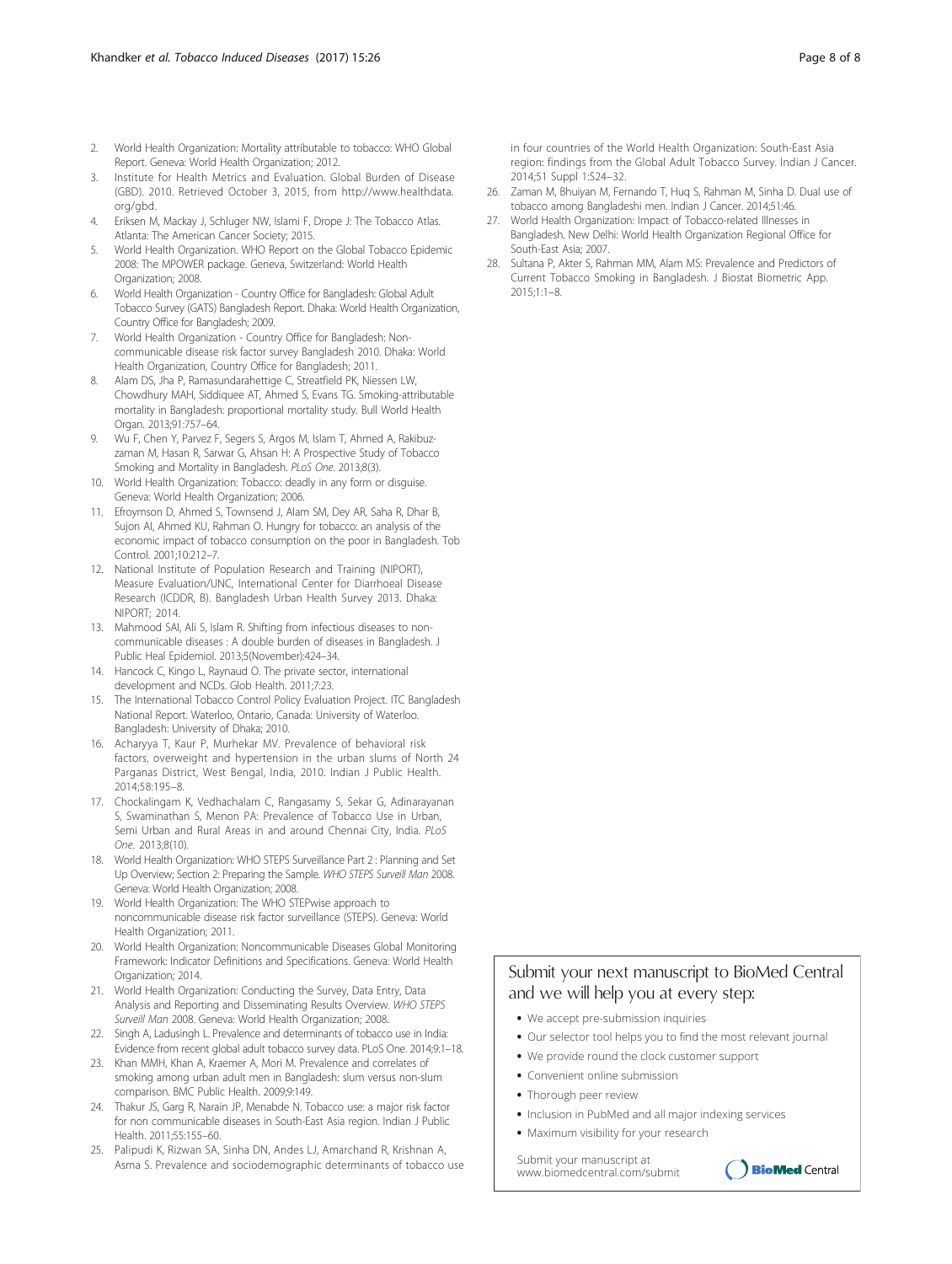2. World Health Organization: Mortality attributable to tobacco: WHO Global Report. Geneva: World Health Organization; 2012.
3. Institute for Health Metrics and Evaluation. Global Burden of Disease (GBD). 2010. Retrieved October 3, 2015, from http://www.healthdata.org/gbd.
4. Eriksen M, Mackay J, Schluger NW, Islami F, Drope J: The Tobacco Atlas. Atlanta: The American Cancer Society; 2015.
5. World Health Organization. WHO Report on the Global Tobacco Epidemic 2008: The MPOWER package. Geneva, Switzerland: World Health Organization; 2008.
6. World Health Organization - Country Office for Bangladesh: Global Adult Tobacco Survey (GATS) Bangladesh Report. Dhaka: World Health Organization, Country Office for Bangladesh; 2009.
7. World Health Organization - Country Office for Bangladesh: Non-communicable disease risk factor survey Bangladesh 2010. Dhaka: World Health Organization, Country Office for Bangladesh; 2011.
8. Alam DS, Jha P, Ramasundarahettige C, Streatfield PK, Niessen LW, Chowdhury MAH, Siddiquee AT, Ahmed S, Evans TG. Smoking-attributable mortality in Bangladesh: proportional mortality study. Bull World Health Organ. 2013;91:757–64.
9. Wu F, Chen Y, Parvez F, Segers S, Argos M, Islam T, Ahmed A, Rakibuz-zaman M, Hasan R, Sarwar G, Ahsan H: A Prospective Study of Tobacco Smoking and Mortality in Bangladesh. *PLoS One*. 2013;8(3).
10. World Health Organization: Tobacco: deadly in any form or disguise. Geneva: World Health Organization; 2006.
11. Efroymson D, Ahmed S, Townsend J, Alam SM, Dey AR, Saha R, Dhar B, Sujon AI, Ahmed KU, Rahman O. Hungry for tobacco: an analysis of the economic impact of tobacco consumption on the poor in Bangladesh. Tob Control. 2001;10:212–7.
12. National Institute of Population Research and Training (NIPORT), Measure Evaluation/UNC, International Center for Diarrhoeal Disease Research (ICDDR, B). Bangladesh Urban Health Survey 2013. Dhaka: NIPORT; 2014.
13. Mahmood SAI, Ali S, Islam R. Shifting from infectious diseases to non-communicable diseases : A double burden of diseases in Bangladesh. J Public Heal Epidemiol. 2013;5(November):424–34.
14. Hancock C, Kingo L, Raynaud O. The private sector, international development and NCDs. Glob Health. 2011;7:23.
15. The International Tobacco Control Policy Evaluation Project. ITC Bangladesh National Report. Waterloo, Ontario, Canada: University of Waterloo. Bangladesh: University of Dhaka; 2010.
16. Acharyya T, Kaur P, Murhekar MV. Prevalence of behavioral risk factors, overweight and hypertension in the urban slums of North 24 Parganas District, West Bengal, India, 2010. Indian J Public Health. 2014;58:195–8.
17. Chockalingam K, Vedhachalam C, Rangasamy S, Sekar G, Adinarayanan S, Swaminathan S, Menon PA: Prevalence of Tobacco Use in Urban, Semi Urban and Rural Areas in and around Chennai City, India. *PLoS One*. 2013;8(10).
18. World Health Organization: WHO STEPS Surveillance Part 2 : Planning and Set Up Overview; Section 2: Preparing the Sample. *WHO STEPS Surveill Man* 2008. Geneva: World Health Organization; 2008.
19. World Health Organization: The WHO STEPwise approach to noncommunicable disease risk factor surveillance (STEPS). Geneva: World Health Organization; 2011.
20. World Health Organization: Noncommunicable Diseases Global Monitoring Framework: Indicator Definitions and Specifications. Geneva: World Health Organization; 2014.
21. World Health Organization: Conducting the Survey, Data Entry, Data Analysis and Reporting and Disseminating Results Overview. *WHO STEPS Surveill Man* 2008. Geneva: World Health Organization; 2008.
22. Singh A, Ladusingh L. Prevalence and determinants of tobacco use in India: Evidence from recent global adult tobacco survey data. PLoS One. 2014;9:1–18.
23. Khan MMH, Khan A, Kraemer A, Mori M. Prevalence and correlates of smoking among urban adult men in Bangladesh: slum versus non-slum comparison. BMC Public Health. 2009;9:149.
24. Thakur JS, Garg R, Narain JP, Menabde N. Tobacco use: a major risk factor for non communicable diseases in South-East Asia region. Indian J Public Health. 2011;55:155–60.
25. Palipudi K, Rizwan SA, Sinha DN, Andes LJ, Amarchand R, Krishnan A, Asma S. Prevalence and sociodemographic determinants of tobacco use in four countries of the World Health Organization: South-East Asia region: findings from the Global Adult Tobacco Survey. Indian J Cancer. 2014;51 Suppl 1:S24–32.
26. Zaman M, Bhuiyan M, Fernando T, Huq S, Rahman M, Sinha D. Dual use of tobacco among Bangladeshi men. Indian J Cancer. 2014;51:46.
27. World Health Organization: Impact of Tobacco-related Illnesses in Bangladesh. New Delhi: World Health Organization Regional Office for South-East Asia; 2007.
28. Sultana P, Akter S, Rahman MM, Alam MS: Prevalence and Predictors of Current Tobacco Smoking in Bangladesh. J Biostat Biometric App. 2015;1:1–8.

Submit your next manuscript to BioMed Central and we will help you at every step:

- We accept pre-submission inquiries
- Our selector tool helps you to find the most relevant journal
- We provide round the clock customer support
- Convenient online submission
- Thorough peer review
- Inclusion in PubMed and all major indexing services
- Maximum visibility for your research

Submit your manuscript at www.biomedcentral.com/submit

BioMed Central